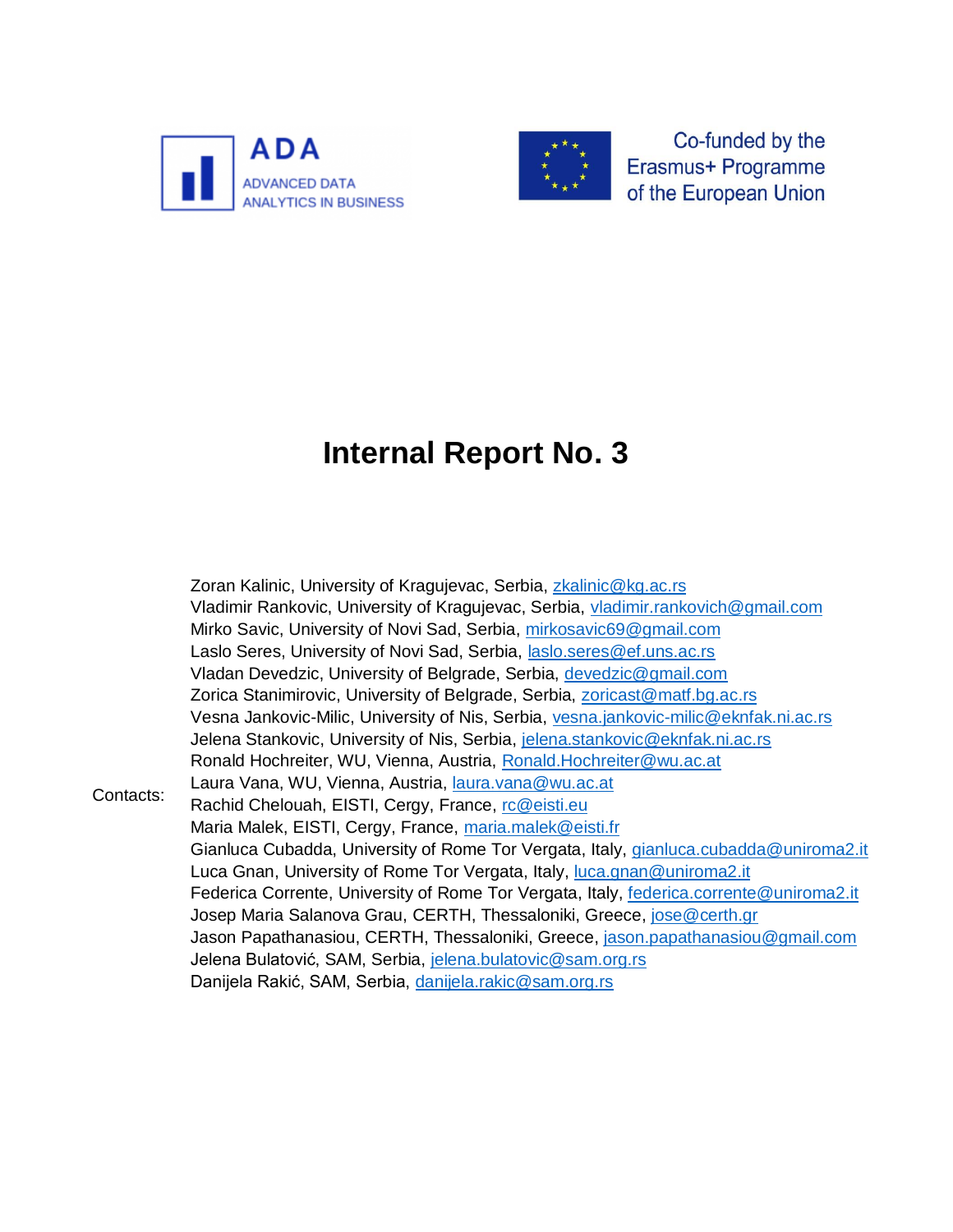ADA
ADVANCED DATA ANALYTICS IN BUSINESS

Co-funded by the Erasmus+ Programme of the European Union

# Internal Report No. 3

Contacts:

Zoran Kalinic, University of Kragujevac, Serbia, zkalinic@kg.ac.rs
Vladimir Rankovic, University of Kragujevac, Serbia, vladimir.rankovich@gmail.com
Mirko Savic, University of Novi Sad, Serbia, mirkosavic69@gmail.com
Laslo Seres, University of Novi Sad, Serbia, laslo.seres@ef.uns.ac.rs
Vladan Devedzic, University of Belgrade, Serbia, devedzic@gmail.com
Zorica Stanimirovic, University of Belgrade, Serbia, zoricast@matf.bg.ac.rs
Vesna Jankovic-Milic, University of Nis, Serbia, vesna.jankovic-milic@eknfak.ni.ac.rs
Jelena Stankovic, University of Nis, Serbia, jelena.stankovic@eknfak.ni.ac.rs
Ronald Hochreiter, WU, Vienna, Austria, Ronald.Hochreiter@wu.ac.at
Laura Vana, WU, Vienna, Austria, laura.vana@wu.ac.at
Rachid Chelouah, EISTI, Cergy, France, rc@eisti.eu
Maria Malek, EISTI, Cergy, France, maria.malek@eisti.fr
Gianluca Cubadda, University of Rome Tor Vergata, Italy, gianluca.cubadda@uniroma2.it
Luca Gnan, University of Rome Tor Vergata, Italy, luca.gnan@uniroma2.it
Federica Corrente, University of Rome Tor Vergata, Italy, federica.corrente@uniroma2.it
Josep Maria Salanova Grau, CERTH, Thessaloniki, Greece, jose@certh.gr
Jason Papathanasiou, CERTH, Thessaloniki, Greece, jason.papathanasiou@gmail.com
Jelena Bulatović, SAM, Serbia, jelena.bulatovic@sam.org.rs
Danijela Rakić, SAM, Serbia, danijela.rakic@sam.org.rs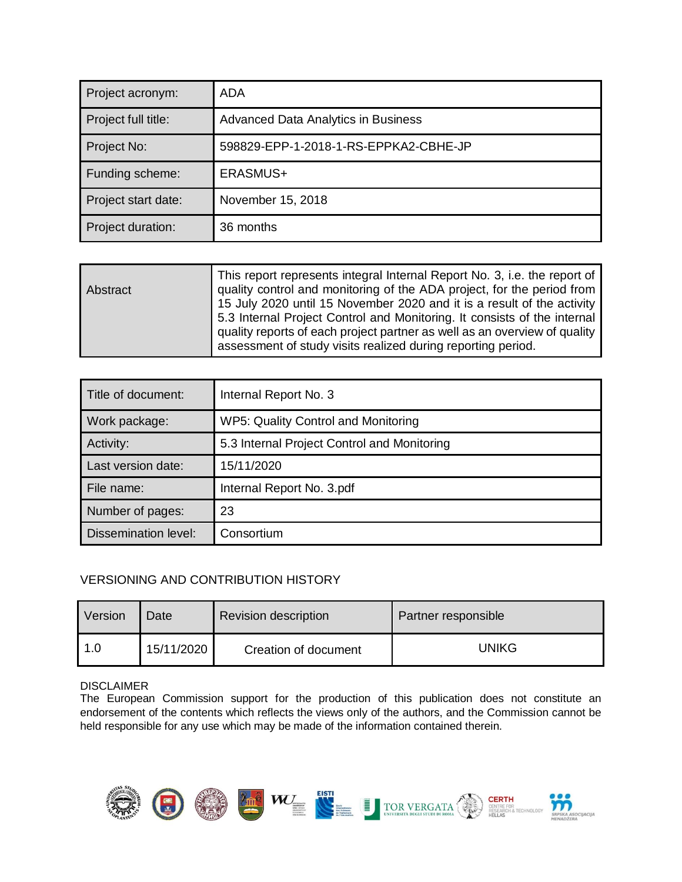| Project acronym: | ADA |
|---|---|
| Project full title: | Advanced Data Analytics in Business |
| Project No: | 598829-EPP-1-2018-1-RS-EPPKA2-CBHE-JP |
| Funding scheme: | ERASMUS+ |
| Project start date: | November 15, 2018 |
| Project duration: | 36 months |

| Abstract | This report represents integral Internal Report No. 3, i.e. the report of quality control and monitoring of the ADA project, for the period from 15 July 2020 until 15 November 2020 and it is a result of the activity 5.3 Internal Project Control and Monitoring. It consists of the internal quality reports of each project partner as well as an overview of quality assessment of study visits realized during reporting period. |
|---|---|

| Title of document: | Internal Report No. 3 |
|---|---|
| Work package: | WP5: Quality Control and Monitoring |
| Activity: | 5.3 Internal Project Control and Monitoring |
| Last version date: | 15/11/2020 |
| File name: | Internal Report No. 3.pdf |
| Number of pages: | 23 |
| Dissemination level: | Consortium |

VERSIONING AND CONTRIBUTION HISTORY

| Version | Date | Revision description | Partner responsible |
|---|---|---|---|
| 1.0 | 15/11/2020 | Creation of document | UNIKG |

DISCLAIMER
The European Commission support for the production of this publication does not constitute an endorsement of the contents which reflects the views only of the authors, and the Commission cannot be held responsible for any use which may be made of the information contained therein.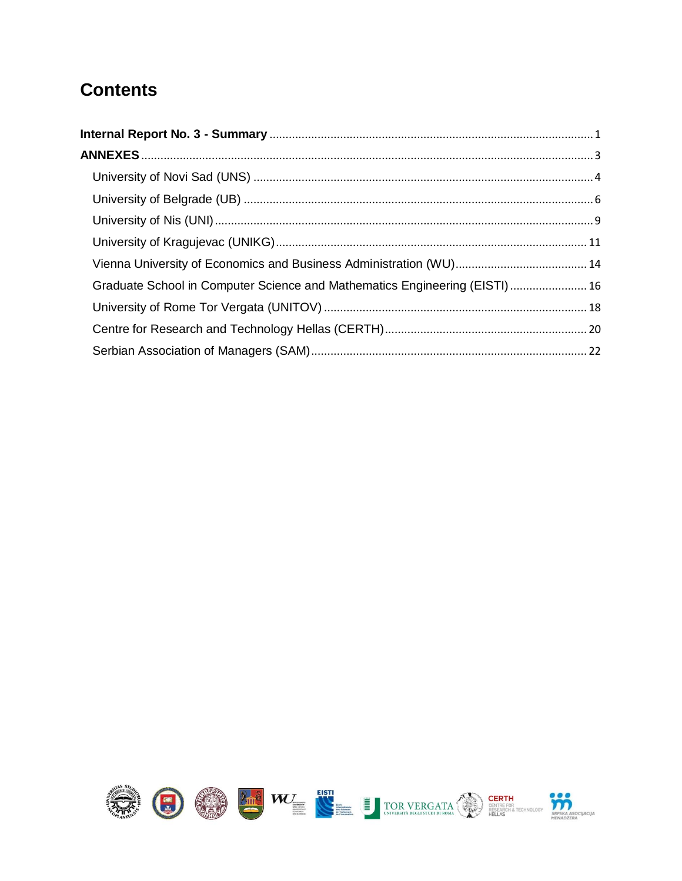# Contents

**Internal Report No. 3 - Summary** ..... 1

**ANNEXES** ..... 3

- University of Novi Sad (UNS) ..... 4
- University of Belgrade (UB) ..... 6
- University of Nis (UNI) ..... 9
- University of Kragujevac (UNIKG) ..... 11
- Vienna University of Economics and Business Administration (WU) ..... 14
- Graduate School in Computer Science and Mathematics Engineering (EISTI) ..... 16
- University of Rome Tor Vergata (UNITOV) ..... 18
- Centre for Research and Technology Hellas (CERTH) ..... 20
- Serbian Association of Managers (SAM) ..... 22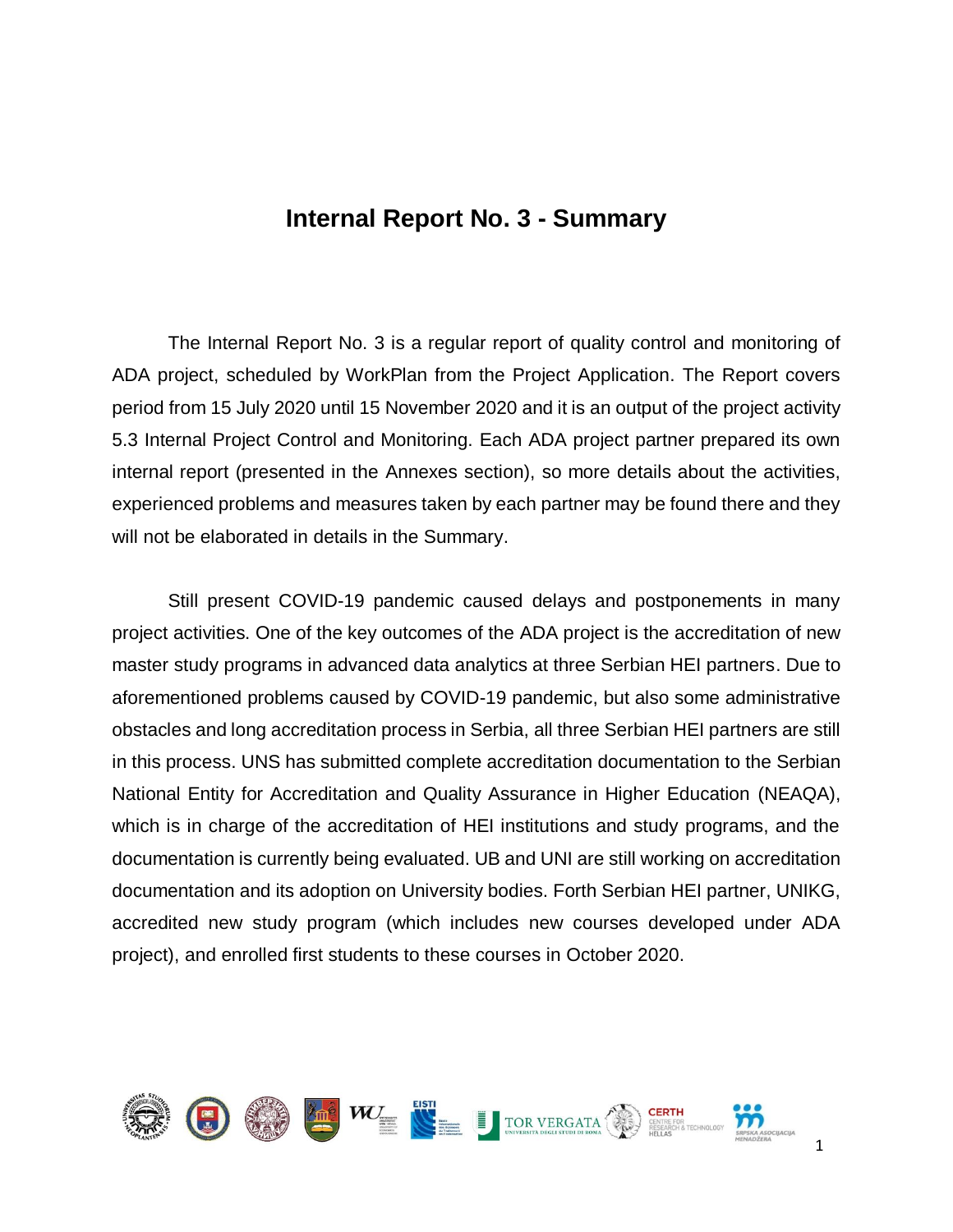# Internal Report No. 3 - Summary

The Internal Report No. 3 is a regular report of quality control and monitoring of ADA project, scheduled by WorkPlan from the Project Application. The Report covers period from 15 July 2020 until 15 November 2020 and it is an output of the project activity 5.3 Internal Project Control and Monitoring. Each ADA project partner prepared its own internal report (presented in the Annexes section), so more details about the activities, experienced problems and measures taken by each partner may be found there and they will not be elaborated in details in the Summary.

Still present COVID-19 pandemic caused delays and postponements in many project activities. One of the key outcomes of the ADA project is the accreditation of new master study programs in advanced data analytics at three Serbian HEI partners. Due to aforementioned problems caused by COVID-19 pandemic, but also some administrative obstacles and long accreditation process in Serbia, all three Serbian HEI partners are still in this process. UNS has submitted complete accreditation documentation to the Serbian National Entity for Accreditation and Quality Assurance in Higher Education (NEAQA), which is in charge of the accreditation of HEI institutions and study programs, and the documentation is currently being evaluated. UB and UNI are still working on accreditation documentation and its adoption on University bodies. Forth Serbian HEI partner, UNIKG, accredited new study program (which includes new courses developed under ADA project), and enrolled first students to these courses in October 2020.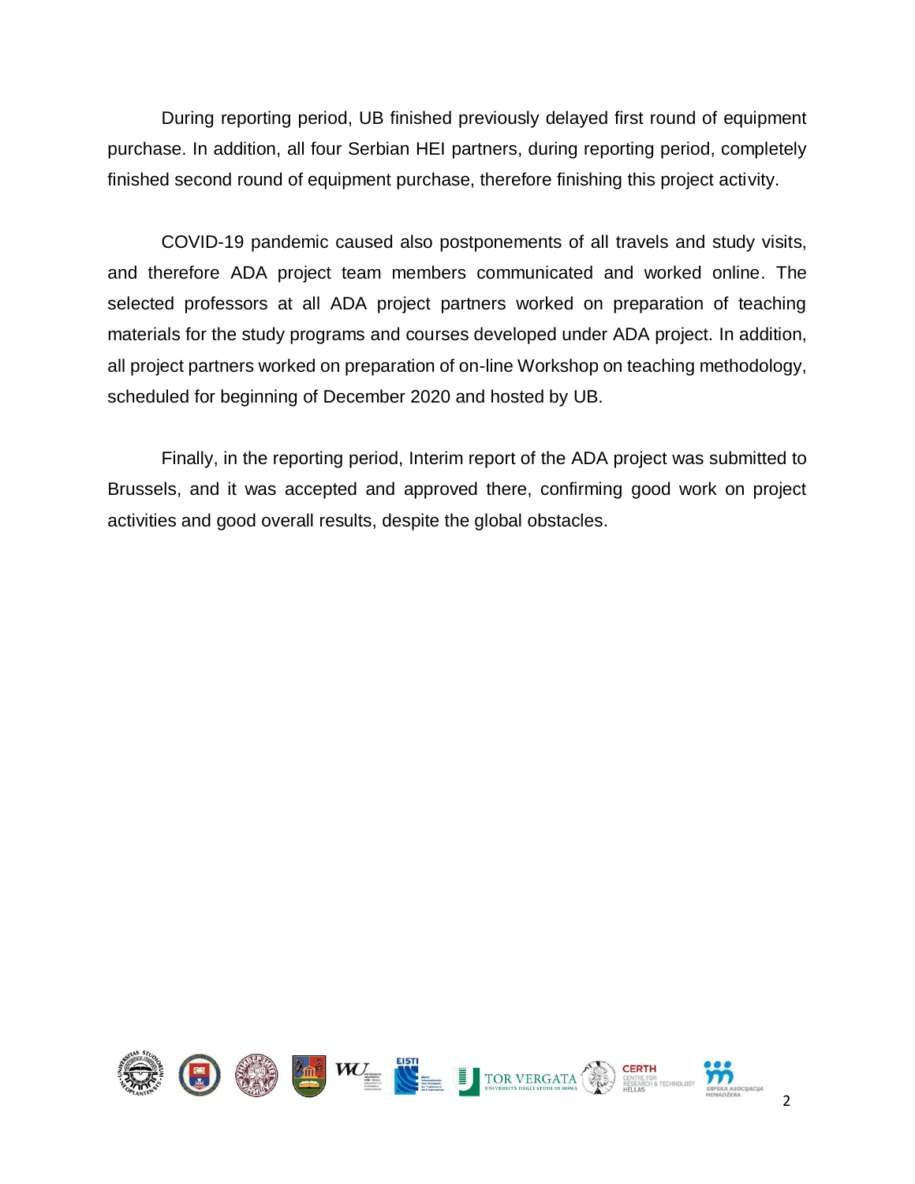During reporting period, UB finished previously delayed first round of equipment purchase. In addition, all four Serbian HEI partners, during reporting period, completely finished second round of equipment purchase, therefore finishing this project activity.

COVID-19 pandemic caused also postponements of all travels and study visits, and therefore ADA project team members communicated and worked online. The selected professors at all ADA project partners worked on preparation of teaching materials for the study programs and courses developed under ADA project. In addition, all project partners worked on preparation of on-line Workshop on teaching methodology, scheduled for beginning of December 2020 and hosted by UB.

Finally, in the reporting period, Interim report of the ADA project was submitted to Brussels, and it was accepted and approved there, confirming good work on project activities and good overall results, despite the global obstacles.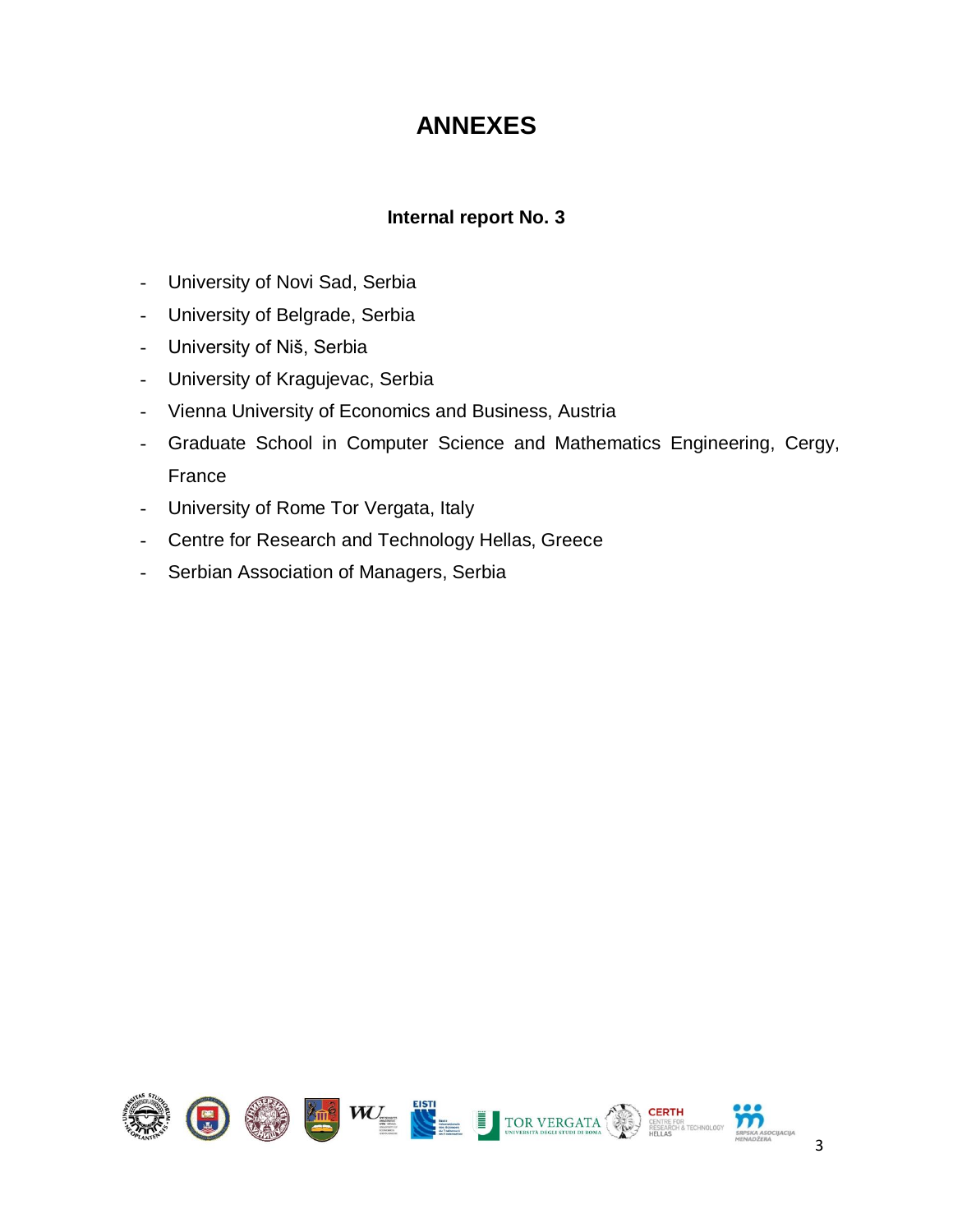# ANNEXES

### Internal report No. 3

- University of Novi Sad, Serbia
- University of Belgrade, Serbia
- University of Niš, Serbia
- University of Kragujevac, Serbia
- Vienna University of Economics and Business, Austria
- Graduate School in Computer Science and Mathematics Engineering, Cergy, France
- University of Rome Tor Vergata, Italy
- Centre for Research and Technology Hellas, Greece
- Serbian Association of Managers, Serbia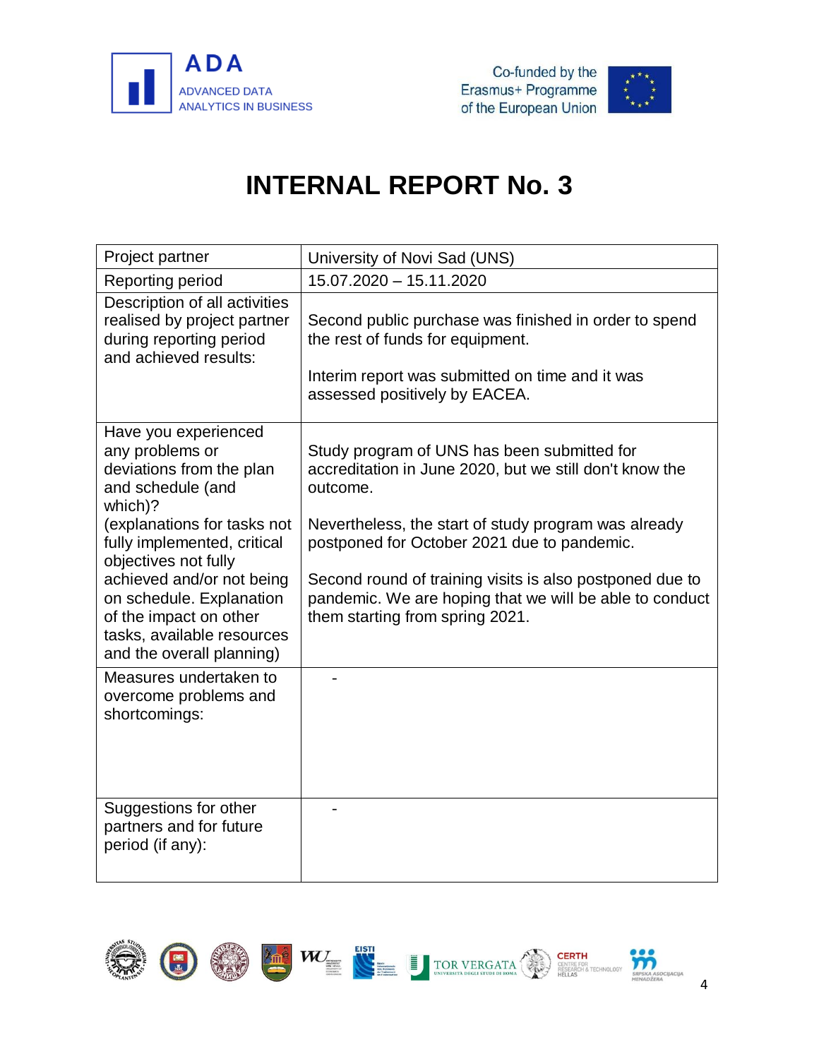# INTERNAL REPORT No. 3

| Project partner | University of Novi Sad (UNS) |
|---|---|
| Reporting period | 15.07.2020 – 15.11.2020 |
| Description of all activities realised by project partner during reporting period and achieved results: | Second public purchase was finished in order to spend the rest of funds for equipment.<br><br>Interim report was submitted on time and it was assessed positively by EACEA. |
| Have you experienced any problems or deviations from the plan and schedule (and which)?<br>(explanations for tasks not fully implemented, critical objectives not fully achieved and/or not being on schedule. Explanation of the impact on other tasks, available resources and the overall planning) | Study program of UNS has been submitted for accreditation in June 2020, but we still don't know the outcome.<br><br>Nevertheless, the start of study program was already postponed for October 2021 due to pandemic.<br><br>Second round of training visits is also postponed due to pandemic. We are hoping that we will be able to conduct them starting from spring 2021. |
| Measures undertaken to overcome problems and shortcomings: | - |
| Suggestions for other partners and for future period (if any): | - |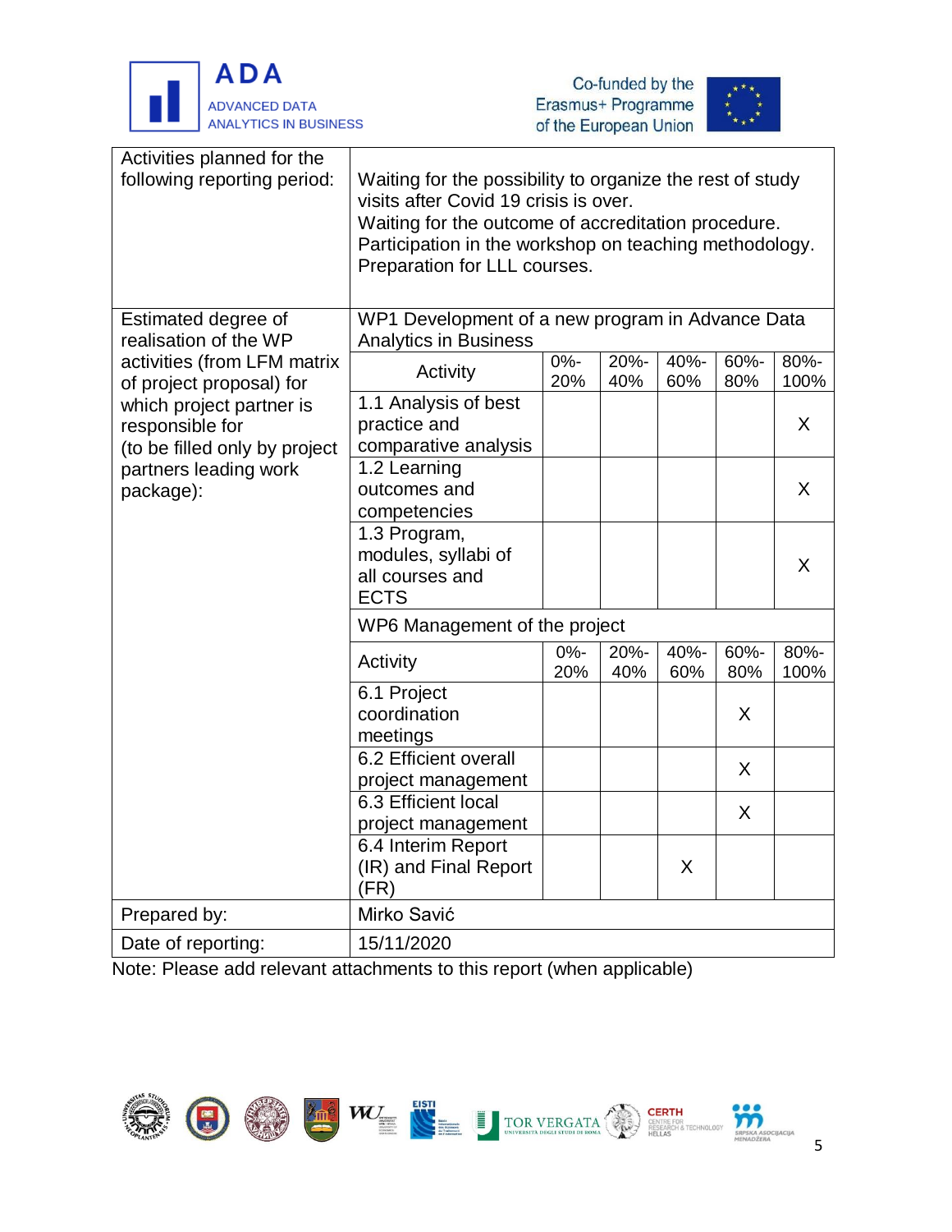| | | | | | | |
|---|---|---|---|---|---|---|
| Activities planned for the following reporting period: | Waiting for the possibility to organize the rest of study visits after Covid 19 crisis is over.<br>Waiting for the outcome of accreditation procedure.<br>Participation in the workshop on teaching methodology.<br>Preparation for LLL courses. | | | | | |
| Estimated degree of realisation of the WP activities (from LFM matrix of project proposal) for which project partner is responsible for<br>(to be filled only by project partners leading work package): | WP1 Development of a new program in Advance Data Analytics in Business | | | | | |
| | Activity | 0%-20% | 20%-40% | 40%-60% | 60%-80% | 80%-100% |
| | 1.1 Analysis of best practice and comparative analysis | | | | | X |
| | 1.2 Learning outcomes and competencies | | | | | X |
| | 1.3 Program, modules, syllabi of all courses and ECTS | | | | | X |
| | WP6 Management of the project | | | | | |
| | Activity | 0%-20% | 20%-40% | 40%-60% | 60%-80% | 80%-100% |
| | 6.1 Project coordination meetings | | | | X | |
| | 6.2 Efficient overall project management | | | | X | |
| | 6.3 Efficient local project management | | | | X | |
| | 6.4 Interim Report (IR) and Final Report (FR) | | | X | | |
| Prepared by: | Mirko Savić | | | | | |
| Date of reporting: | 15/11/2020 | | | | | |

Note: Please add relevant attachments to this report (when applicable)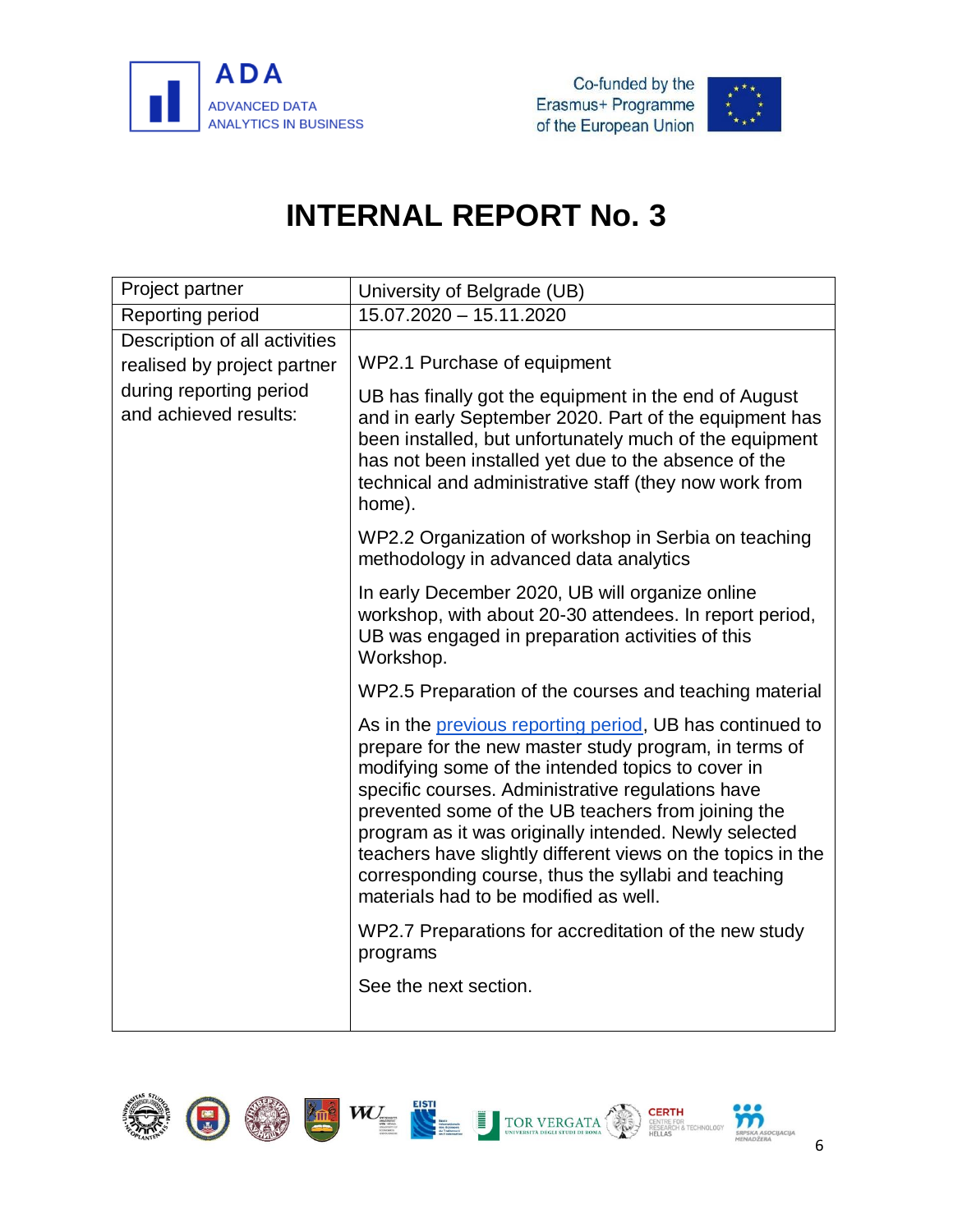# INTERNAL REPORT No. 3

| Project partner | University of Belgrade (UB) |
|---|---|
| Reporting period | 15.07.2020 – 15.11.2020 |
| Description of all activities realised by project partner during reporting period and achieved results: | WP2.1 Purchase of equipment<br><br>UB has finally got the equipment in the end of August and in early September 2020. Part of the equipment has been installed, but unfortunately much of the equipment has not been installed yet due to the absence of the technical and administrative staff (they now work from home).<br><br>WP2.2 Organization of workshop in Serbia on teaching methodology in advanced data analytics<br><br>In early December 2020, UB will organize online workshop, with about 20-30 attendees. In report period, UB was engaged in preparation activities of this Workshop.<br><br>WP2.5 Preparation of the courses and teaching material<br><br>As in the previous reporting period, UB has continued to prepare for the new master study program, in terms of modifying some of the intended topics to cover in specific courses. Administrative regulations have prevented some of the UB teachers from joining the program as it was originally intended. Newly selected teachers have slightly different views on the topics in the corresponding course, thus the syllabi and teaching materials had to be modified as well.<br><br>WP2.7 Preparations for accreditation of the new study programs<br><br>See the next section. |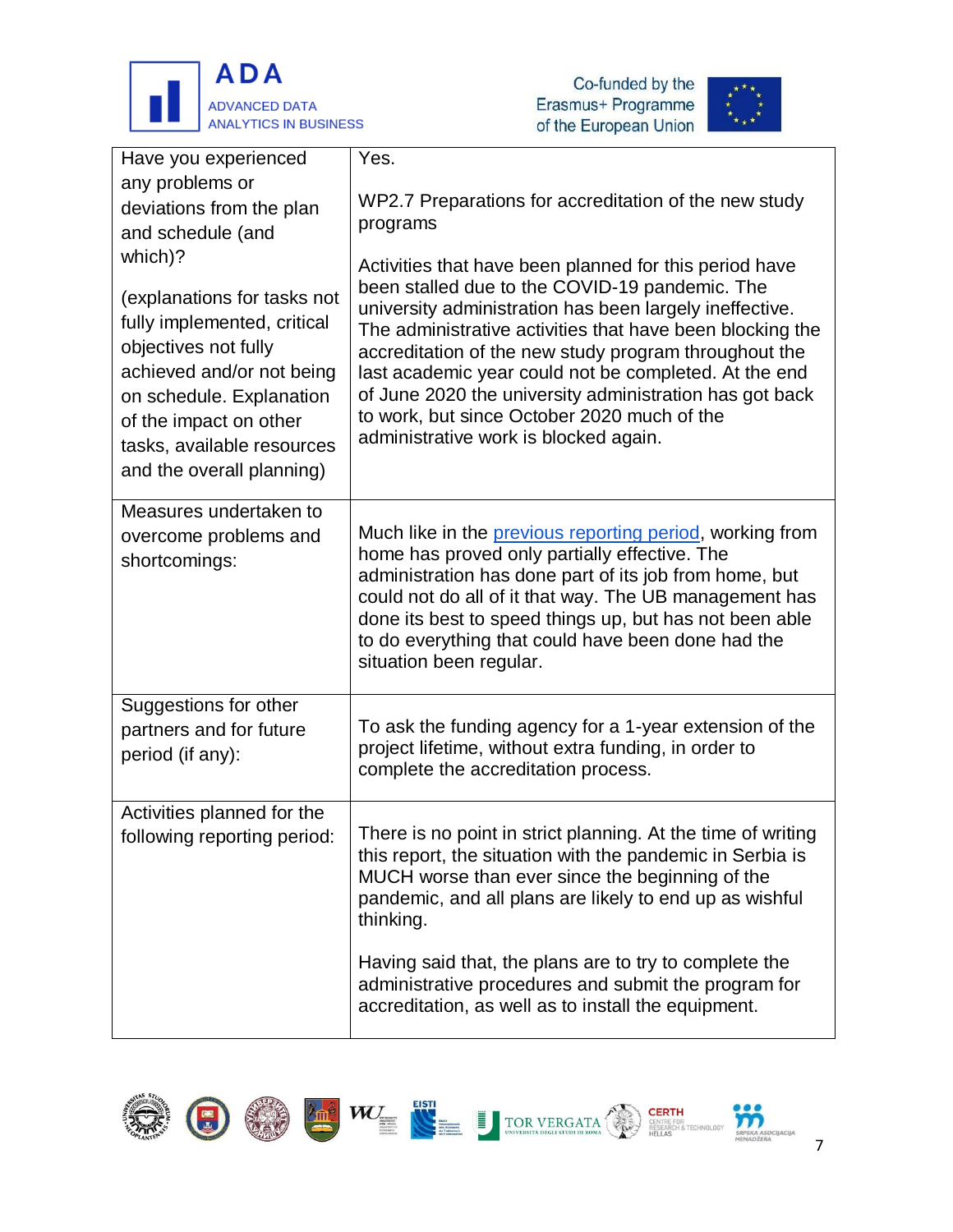| | |
|---|---|
| Have you experienced any problems or deviations from the plan and schedule (and which)?<br><br>(explanations for tasks not fully implemented, critical objectives not fully achieved and/or not being on schedule. Explanation of the impact on other tasks, available resources and the overall planning) | Yes.<br><br>WP2.7 Preparations for accreditation of the new study programs<br><br>Activities that have been planned for this period have been stalled due to the COVID-19 pandemic. The university administration has been largely ineffective. The administrative activities that have been blocking the accreditation of the new study program throughout the last academic year could not be completed. At the end of June 2020 the university administration has got back to work, but since October 2020 much of the administrative work is blocked again. |
| Measures undertaken to overcome problems and shortcomings: | Much like in the previous reporting period, working from home has proved only partially effective. The administration has done part of its job from home, but could not do all of it that way. The UB management has done its best to speed things up, but has not been able to do everything that could have been done had the situation been regular. |
| Suggestions for other partners and for future period (if any): | To ask the funding agency for a 1-year extension of the project lifetime, without extra funding, in order to complete the accreditation process. |
| Activities planned for the following reporting period: | There is no point in strict planning. At the time of writing this report, the situation with the pandemic in Serbia is MUCH worse than ever since the beginning of the pandemic, and all plans are likely to end up as wishful thinking.<br><br>Having said that, the plans are to try to complete the administrative procedures and submit the program for accreditation, as well as to install the equipment. |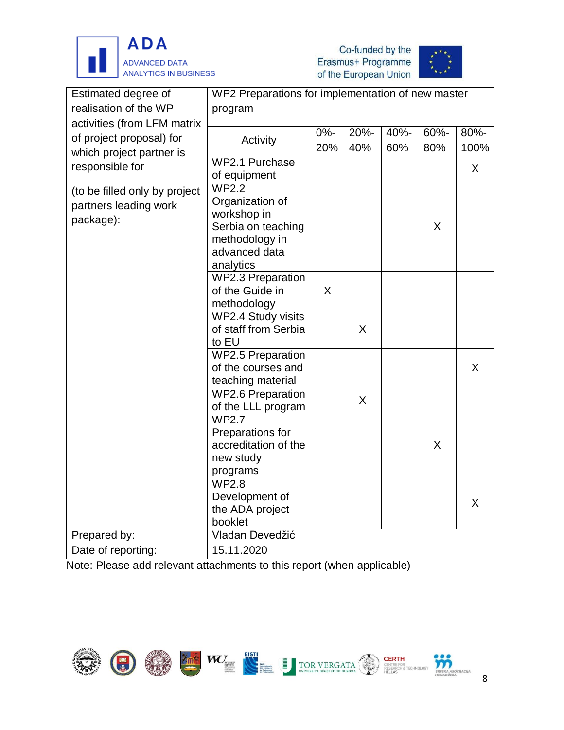| Estimated degree of realisation of the WP activities (from LFM matrix of project proposal) for which project partner is responsible for<br><br>(to be filled only by project partners leading work package): | WP2 Preparations for implementation of new master program | | | | | |
|---|---|---|---|---|---|---|
| | Activity | 0%-20% | 20%-40% | 40%-60% | 60%-80% | 80%-100% |
| | WP2.1 Purchase of equipment | | | | | X |
| | WP2.2 Organization of workshop in Serbia on teaching methodology in advanced data analytics | | | | X | |
| | WP2.3 Preparation of the Guide in methodology | X | | | | |
| | WP2.4 Study visits of staff from Serbia to EU | | X | | | |
| | WP2.5 Preparation of the courses and teaching material | | | | | X |
| | WP2.6 Preparation of the LLL program | | X | | | |
| | WP2.7 Preparations for accreditation of the new study programs | | | | X | |
| | WP2.8 Development of the ADA project booklet | | | | | X |
| Prepared by: | Vladan Devedžić | | | | | |
| Date of reporting: | 15.11.2020 | | | | | |

Note: Please add relevant attachments to this report (when applicable)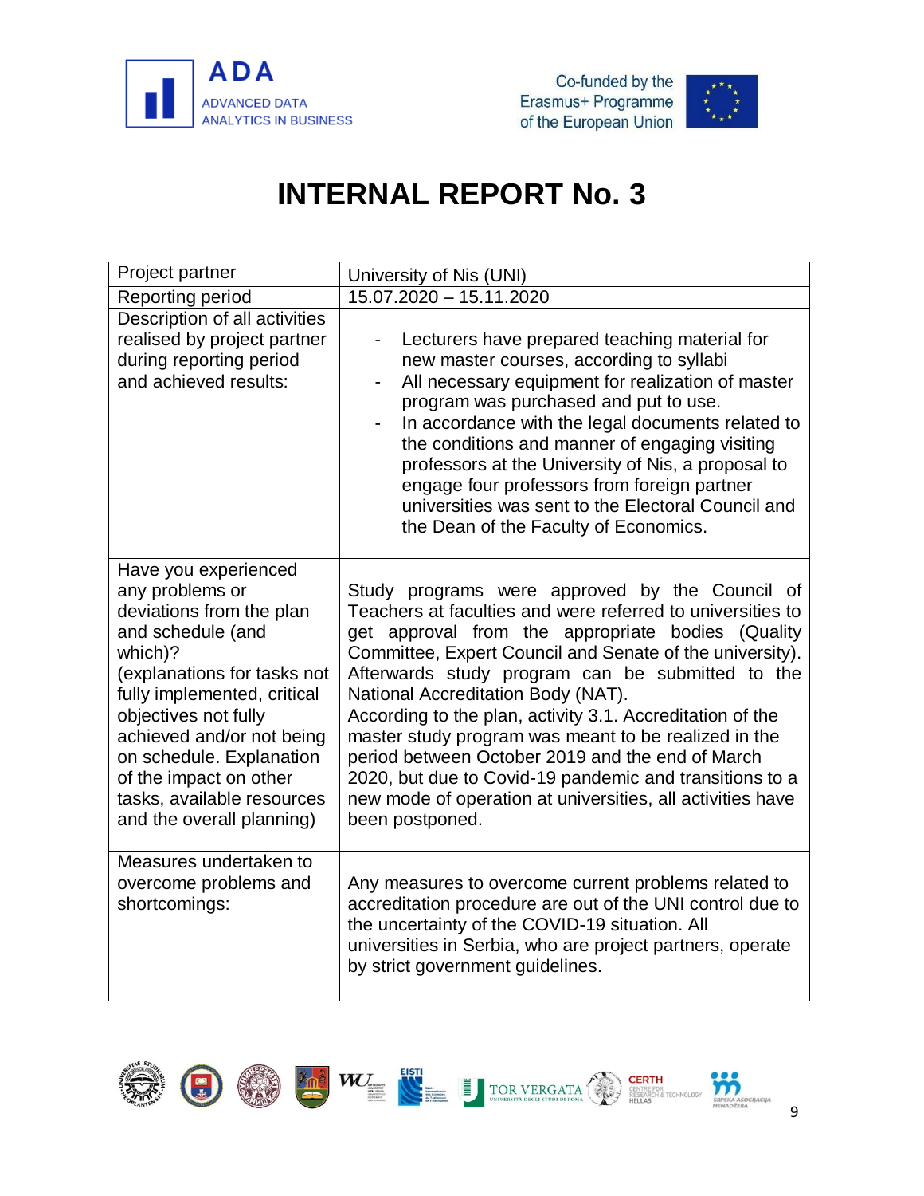# INTERNAL REPORT No. 3

| Project partner | University of Nis (UNI) |
|---|---|
| Reporting period | 15.07.2020 – 15.11.2020 |
| Description of all activities realised by project partner during reporting period and achieved results: | - Lecturers have prepared teaching material for new master courses, according to syllabi<br>- All necessary equipment for realization of master program was purchased and put to use.<br>- In accordance with the legal documents related to the conditions and manner of engaging visiting professors at the University of Nis, a proposal to engage four professors from foreign partner universities was sent to the Electoral Council and the Dean of the Faculty of Economics. |
| Have you experienced any problems or deviations from the plan and schedule (and which)?<br>(explanations for tasks not fully implemented, critical objectives not fully achieved and/or not being on schedule. Explanation of the impact on other tasks, available resources and the overall planning) | Study programs were approved by the Council of Teachers at faculties and were referred to universities to get approval from the appropriate bodies (Quality Committee, Expert Council and Senate of the university). Afterwards study program can be submitted to the National Accreditation Body (NAT).<br>According to the plan, activity 3.1. Accreditation of the master study program was meant to be realized in the period between October 2019 and the end of March 2020, but due to Covid-19 pandemic and transitions to a new mode of operation at universities, all activities have been postponed. |
| Measures undertaken to overcome problems and shortcomings: | Any measures to overcome current problems related to accreditation procedure are out of the UNI control due to the uncertainty of the COVID-19 situation. All universities in Serbia, who are project partners, operate by strict government guidelines. |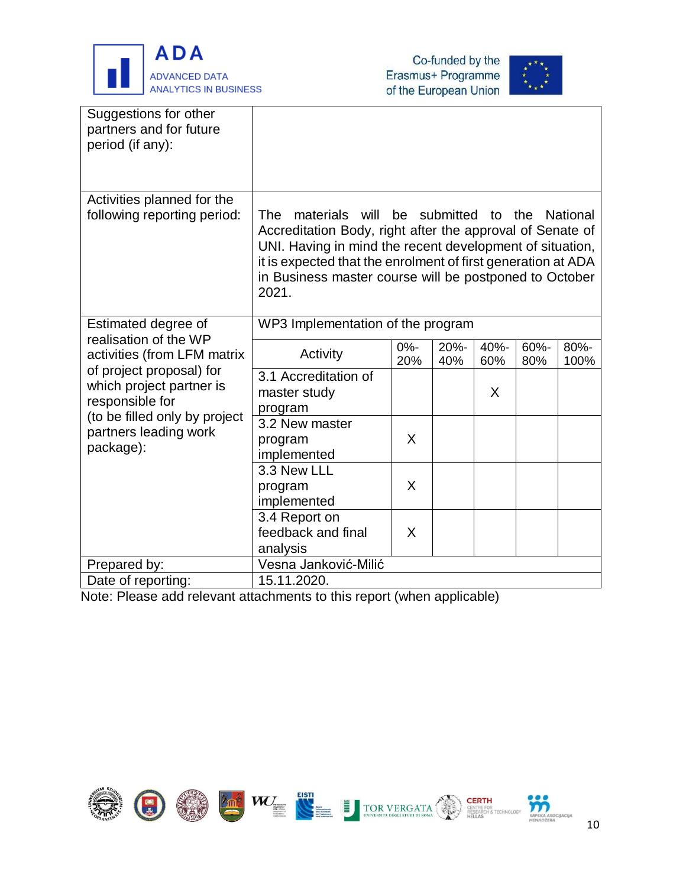| | | | | | | |
|---|---|---|---|---|---|---|
| Suggestions for other partners and for future period (if any): | | | | | | |
| Activities planned for the following reporting period: | The materials will be submitted to the National Accreditation Body, right after the approval of Senate of UNI. Having in mind the recent development of situation, it is expected that the enrolment of first generation at ADA in Business master course will be postponed to October 2021. | | | | | |
| Estimated degree of realisation of the WP activities (from LFM matrix of project proposal) for which project partner is responsible for (to be filled only by project partners leading work package): | WP3 Implementation of the program | | | | | |
| | Activity | 0%-20% | 20%-40% | 40%-60% | 60%-80% | 80%-100% |
| | 3.1 Accreditation of master study program | | | X | | |
| | 3.2 New master program implemented | X | | | | |
| | 3.3 New LLL program implemented | X | | | | |
| | 3.4 Report on feedback and final analysis | X | | | | |
| Prepared by: | Vesna Janković-Milić | | | | | |
| Date of reporting: | 15.11.2020. | | | | | |

Note: Please add relevant attachments to this report (when applicable)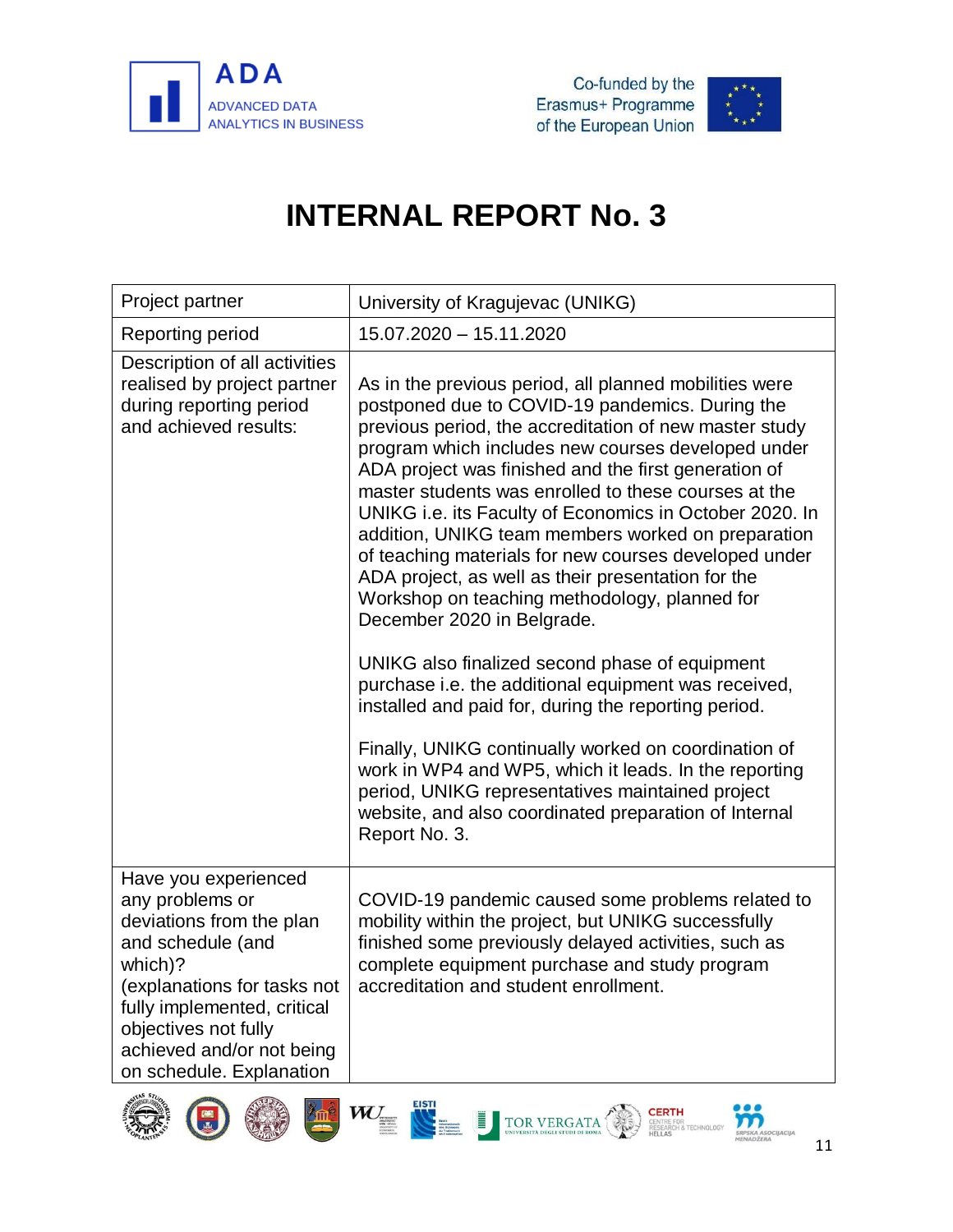# INTERNAL REPORT No. 3

| Project partner | University of Kragujevac (UNIKG) |
|---|---|
| Reporting period | 15.07.2020 – 15.11.2020 |
| Description of all activities realised by project partner during reporting period and achieved results: | As in the previous period, all planned mobilities were postponed due to COVID-19 pandemics. During the previous period, the accreditation of new master study program which includes new courses developed under ADA project was finished and the first generation of master students was enrolled to these courses at the UNIKG i.e. its Faculty of Economics in October 2020. In addition, UNIKG team members worked on preparation of teaching materials for new courses developed under ADA project, as well as their presentation for the Workshop on teaching methodology, planned for December 2020 in Belgrade.<br><br>UNIKG also finalized second phase of equipment purchase i.e. the additional equipment was received, installed and paid for, during the reporting period.<br><br>Finally, UNIKG continually worked on coordination of work in WP4 and WP5, which it leads. In the reporting period, UNIKG representatives maintained project website, and also coordinated preparation of Internal Report No. 3. |
| Have you experienced any problems or deviations from the plan and schedule (and which)? (explanations for tasks not fully implemented, critical objectives not fully achieved and/or not being on schedule. Explanation | COVID-19 pandemic caused some problems related to mobility within the project, but UNIKG successfully finished some previously delayed activities, such as complete equipment purchase and study program accreditation and student enrollment. |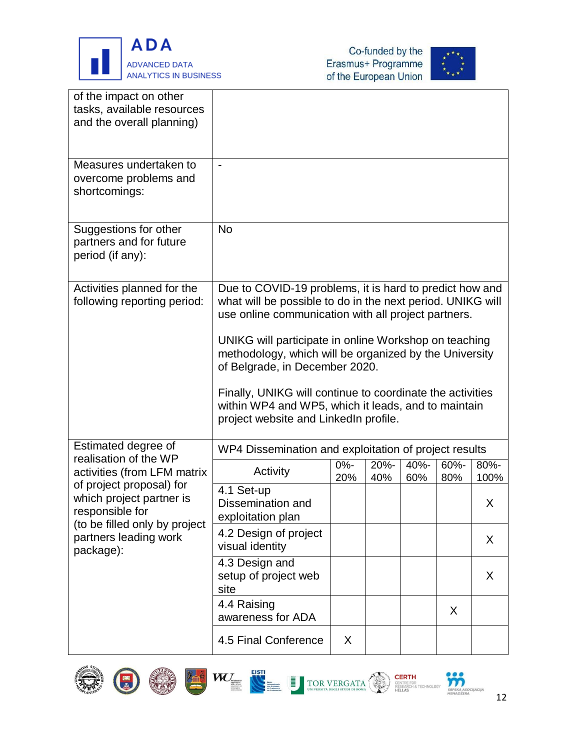| | |
|---|---|
| of the impact on other tasks, available resources and the overall planning) | |
| Measures undertaken to overcome problems and shortcomings: | - |
| Suggestions for other partners and for future period (if any): | No |
| Activities planned for the following reporting period: | Due to COVID-19 problems, it is hard to predict how and what will be possible to do in the next period. UNIKG will use online communication with all project partners.<br><br>UNIKG will participate in online Workshop on teaching methodology, which will be organized by the University of Belgrade, in December 2020.<br><br>Finally, UNIKG will continue to coordinate the activities within WP4 and WP5, which it leads, and to maintain project website and LinkedIn profile. |

Estimated degree of realisation of the WP activities (from LFM matrix of project proposal) for which project partner is responsible for (to be filled only by project partners leading work package):

| WP4 Dissemination and exploitation of project results | | | | | |
|---|---|---|---|---|---|
| Activity | 0%-20% | 20%-40% | 40%-60% | 60%-80% | 80%-100% |
| 4.1 Set-up Dissemination and exploitation plan | | | | | X |
| 4.2 Design of project visual identity | | | | | X |
| 4.3 Design and setup of project web site | | | | | X |
| 4.4 Raising awareness for ADA | | | | X | |
| 4.5 Final Conference | X | | | | |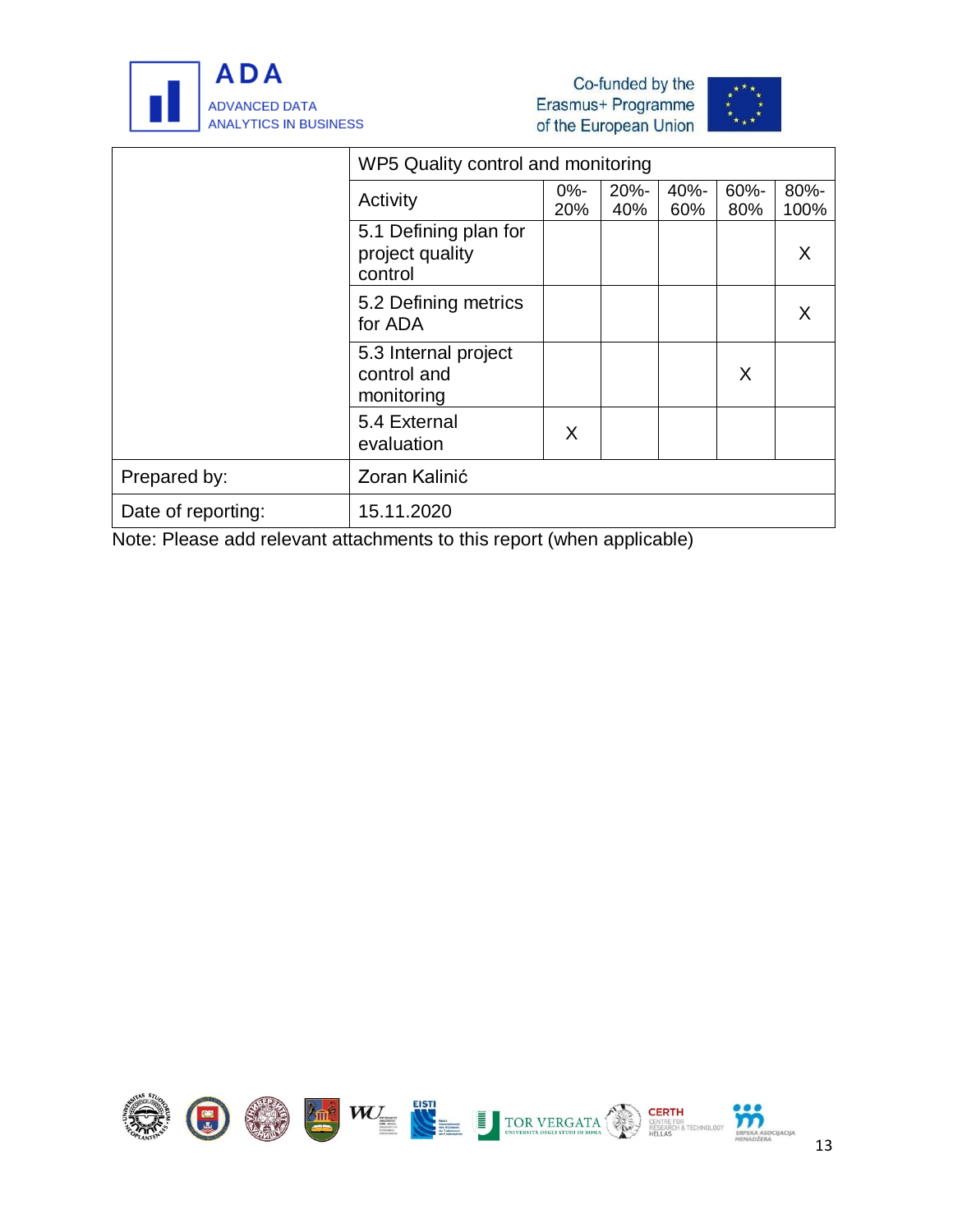| | WP5 Quality control and monitoring | | | | | |
|---|---|---|---|---|---|---|
| | Activity | 0%-20% | 20%-40% | 40%-60% | 60%-80% | 80%-100% |
| | 5.1 Defining plan for project quality control | | | | | X |
| | 5.2 Defining metrics for ADA | | | | | X |
| | 5.3 Internal project control and monitoring | | | | X | |
| | 5.4 External evaluation | X | | | | |
| Prepared by: | Zoran Kalinić | | | | | |
| Date of reporting: | 15.11.2020 | | | | | |

Note: Please add relevant attachments to this report (when applicable)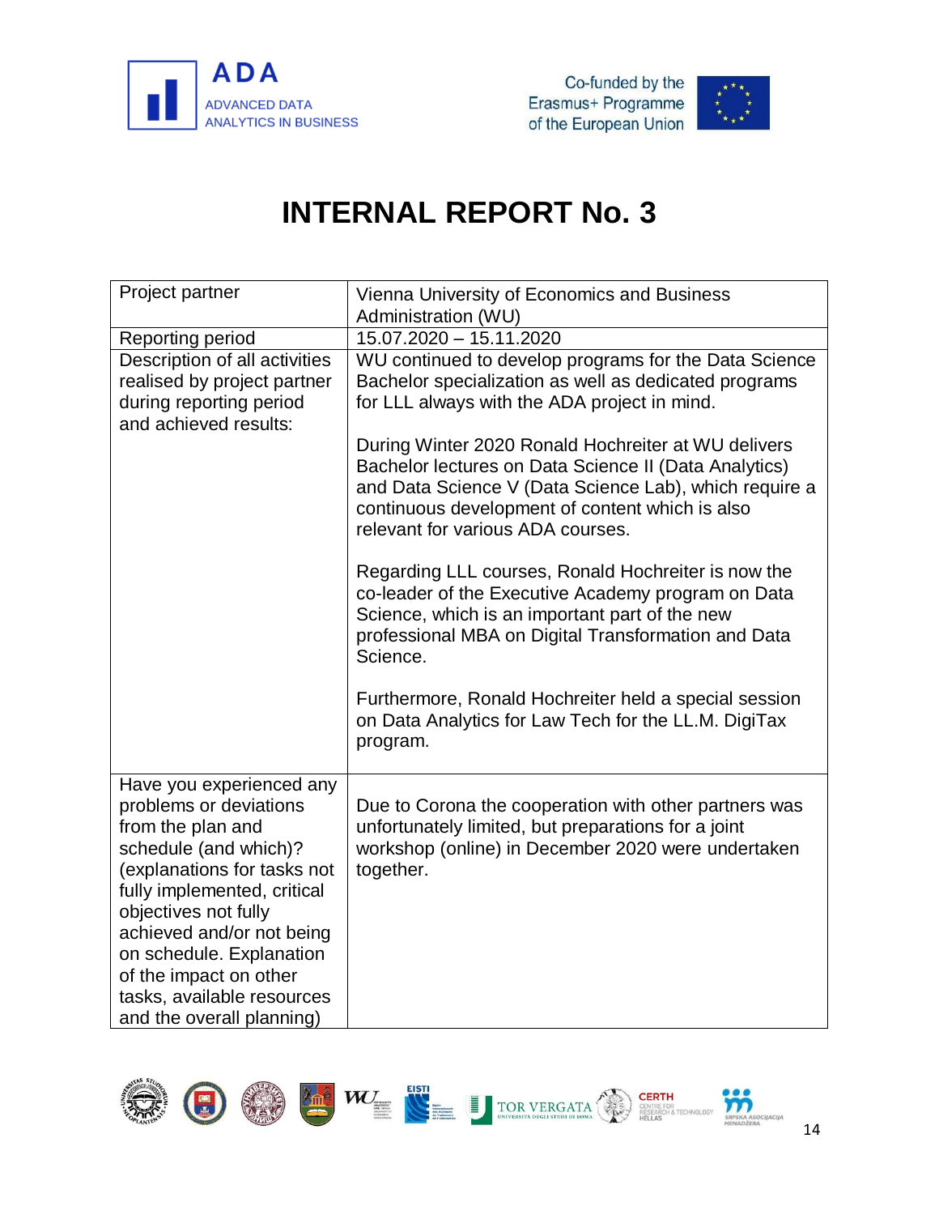# INTERNAL REPORT No. 3

| Project partner | Vienna University of Economics and Business Administration (WU) |
|---|---|
| Reporting period | 15.07.2020 – 15.11.2020 |
| Description of all activities realised by project partner during reporting period and achieved results: | WU continued to develop programs for the Data Science Bachelor specialization as well as dedicated programs for LLL always with the ADA project in mind.<br><br>During Winter 2020 Ronald Hochreiter at WU delivers Bachelor lectures on Data Science II (Data Analytics) and Data Science V (Data Science Lab), which require a continuous development of content which is also relevant for various ADA courses.<br><br>Regarding LLL courses, Ronald Hochreiter is now the co-leader of the Executive Academy program on Data Science, which is an important part of the new professional MBA on Digital Transformation and Data Science.<br><br>Furthermore, Ronald Hochreiter held a special session on Data Analytics for Law Tech for the LL.M. DigiTax program. |
| Have you experienced any problems or deviations from the plan and schedule (and which)? (explanations for tasks not fully implemented, critical objectives not fully achieved and/or not being on schedule. Explanation of the impact on other tasks, available resources and the overall planning) | Due to Corona the cooperation with other partners was unfortunately limited, but preparations for a joint workshop (online) in December 2020 were undertaken together. |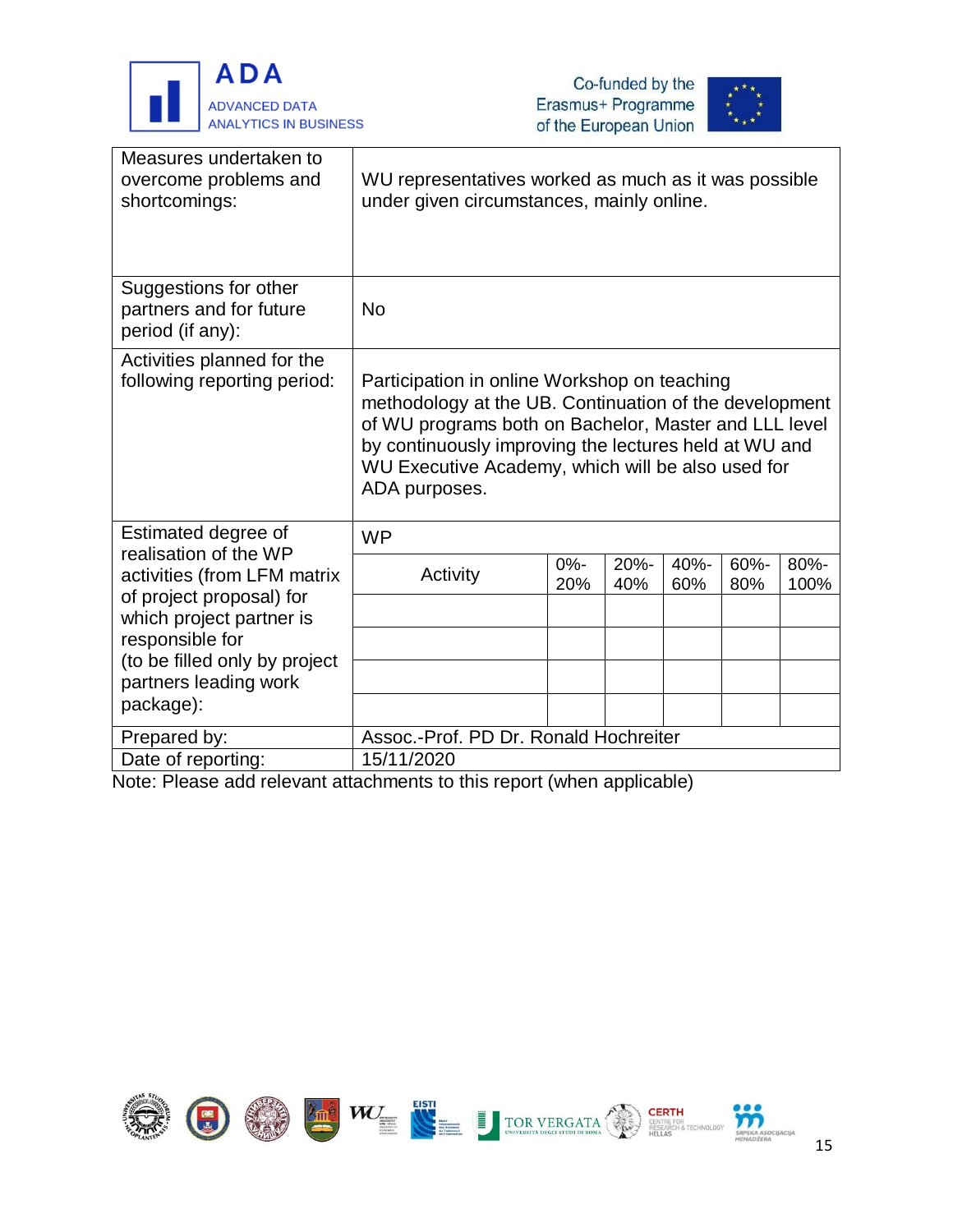| | |
|---|---|
| Measures undertaken to overcome problems and shortcomings: | WU representatives worked as much as it was possible under given circumstances, mainly online. |
| Suggestions for other partners and for future period (if any): | No |
| Activities planned for the following reporting period: | Participation in online Workshop on teaching methodology at the UB. Continuation of the development of WU programs both on Bachelor, Master and LLL level by continuously improving the lectures held at WU and WU Executive Academy, which will be also used for ADA purposes. |

| Estimated degree of realisation of the WP activities (from LFM matrix of project proposal) for which project partner is responsible for (to be filled only by project partners leading work package): | WP | | | | | |
|---|---|---|---|---|---|---|
| | Activity | 0%-20% | 20%-40% | 40%-60% | 60%-80% | 80%-100% |
| | | | | | | |
| | | | | | | |
| | | | | | | |
| | | | | | | |

| | |
|---|---|
| Prepared by: | Assoc.-Prof. PD Dr. Ronald Hochreiter |
| Date of reporting: | 15/11/2020 |

Note: Please add relevant attachments to this report (when applicable)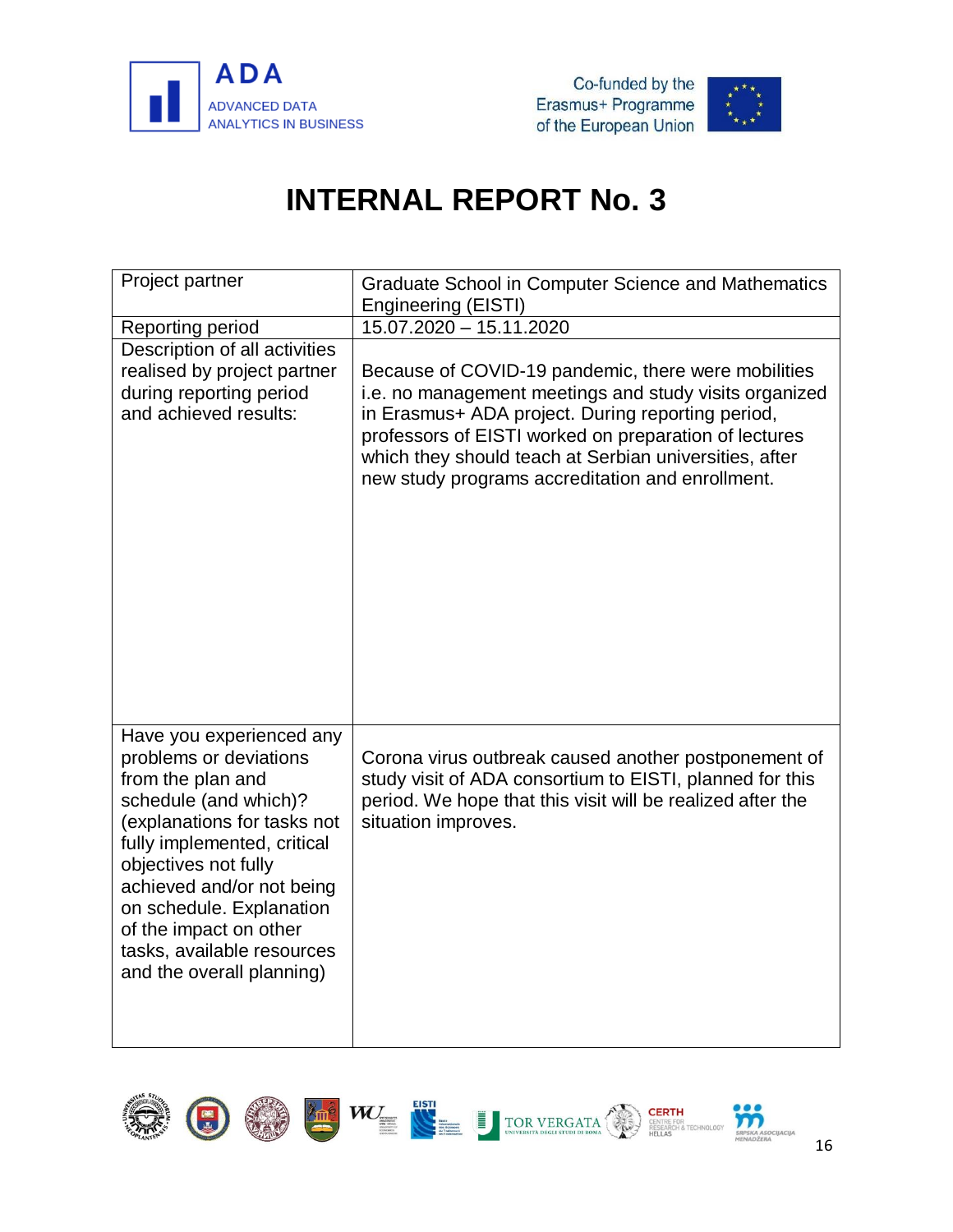# INTERNAL REPORT No. 3

| Project partner | Graduate School in Computer Science and Mathematics Engineering (EISTI) |
|---|---|
| Reporting period | 15.07.2020 – 15.11.2020 |
| Description of all activities realised by project partner during reporting period and achieved results: | Because of COVID-19 pandemic, there were mobilities i.e. no management meetings and study visits organized in Erasmus+ ADA project. During reporting period, professors of EISTI worked on preparation of lectures which they should teach at Serbian universities, after new study programs accreditation and enrollment. |
| Have you experienced any problems or deviations from the plan and schedule (and which)? (explanations for tasks not fully implemented, critical objectives not fully achieved and/or not being on schedule. Explanation of the impact on other tasks, available resources and the overall planning) | Corona virus outbreak caused another postponement of study visit of ADA consortium to EISTI, planned for this period. We hope that this visit will be realized after the situation improves. |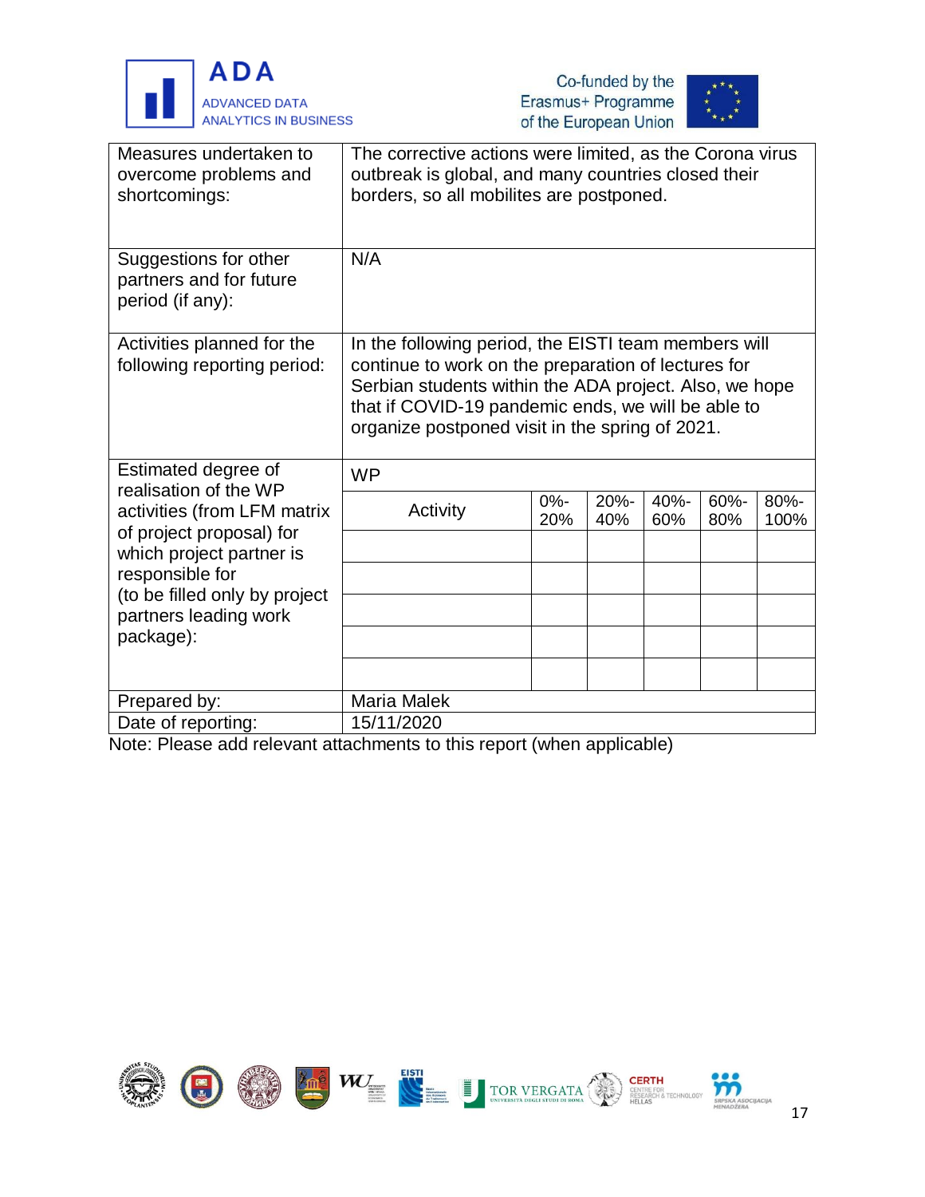| | |
|---|---|
| Measures undertaken to overcome problems and shortcomings: | The corrective actions were limited, as the Corona virus outbreak is global, and many countries closed their borders, so all mobilites are postponed. |
| Suggestions for other partners and for future period (if any): | N/A |
| Activities planned for the following reporting period: | In the following period, the EISTI team members will continue to work on the preparation of lectures for Serbian students within the ADA project. Also, we hope that if COVID-19 pandemic ends, we will be able to organize postponed visit in the spring of 2021. |

Estimated degree of realisation of the WP activities (from LFM matrix of project proposal) for which project partner is responsible for (to be filled only by project partners leading work package):

| WP | | | | | |
|---|---|---|---|---|---|
| Activity | 0%-20% | 20%-40% | 40%-60% | 60%-80% | 80%-100% |
| | | | | | |
| | | | | | |
| | | | | | |
| | | | | | |
| | | | | | |

| | |
|---|---|
| Prepared by: | Maria Malek |
| Date of reporting: | 15/11/2020 |

Note: Please add relevant attachments to this report (when applicable)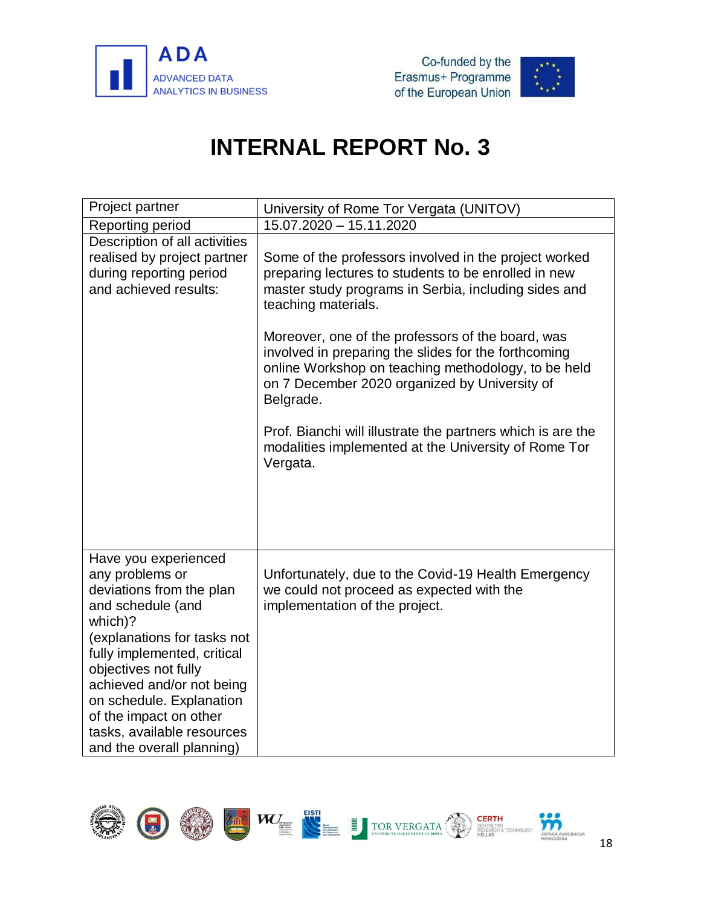# INTERNAL REPORT No. 3

| Project partner | University of Rome Tor Vergata (UNITOV) |
|---|---|
| Reporting period | 15.07.2020 – 15.11.2020 |
| Description of all activities realised by project partner during reporting period and achieved results: | Some of the professors involved in the project worked preparing lectures to students to be enrolled in new master study programs in Serbia, including sides and teaching materials.<br><br>Moreover, one of the professors of the board, was involved in preparing the slides for the forthcoming online Workshop on teaching methodology, to be held on 7 December 2020 organized by University of Belgrade.<br><br>Prof. Bianchi will illustrate the partners which is are the modalities implemented at the University of Rome Tor Vergata. |
| Have you experienced any problems or deviations from the plan and schedule (and which)?<br>(explanations for tasks not fully implemented, critical objectives not fully achieved and/or not being on schedule. Explanation of the impact on other tasks, available resources and the overall planning) | Unfortunately, due to the Covid-19 Health Emergency we could not proceed as expected with the implementation of the project. |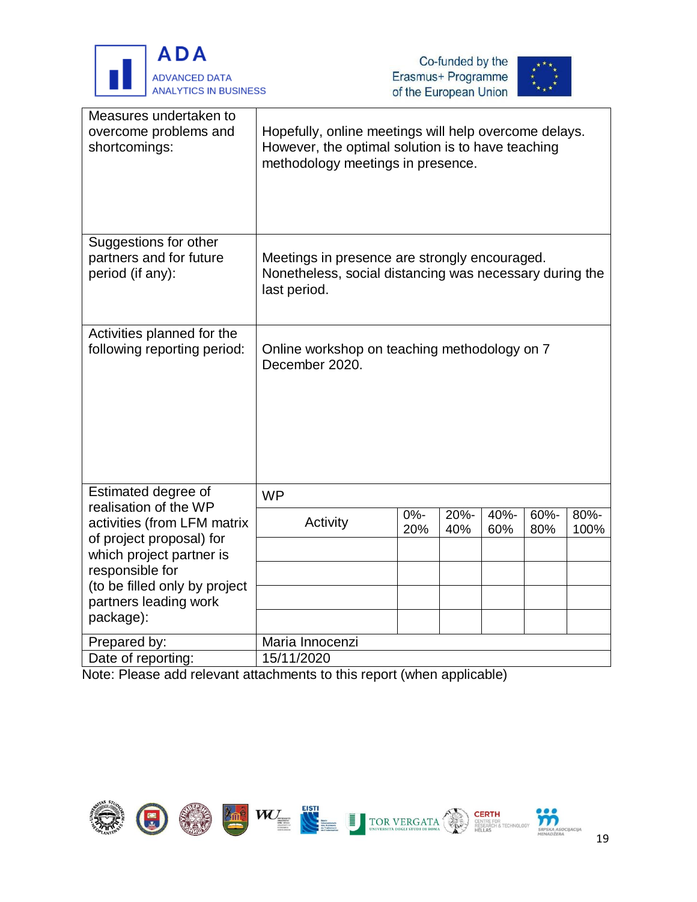| Measures undertaken to overcome problems and shortcomings: | Hopefully, online meetings will help overcome delays. However, the optimal solution is to have teaching methodology meetings in presence. | | | | | |
|---|---|---|---|---|---|---|
| Suggestions for other partners and for future period (if any): | Meetings in presence are strongly encouraged. Nonetheless, social distancing was necessary during the last period. | | | | | |
| Activities planned for the following reporting period: | Online workshop on teaching methodology on 7 December 2020. | | | | | |
| Estimated degree of realisation of the WP activities (from LFM matrix of project proposal) for which project partner is responsible for (to be filled only by project partners leading work package): | WP | | | | | |
| | Activity | 0%-20% | 20%-40% | 40%-60% | 60%-80% | 80%-100% |
| | | | | | | |
| | | | | | | |
| | | | | | | |
| | | | | | | |
| Prepared by: | Maria Innocenzi | | | | | |
| Date of reporting: | 15/11/2020 | | | | | |

Note: Please add relevant attachments to this report (when applicable)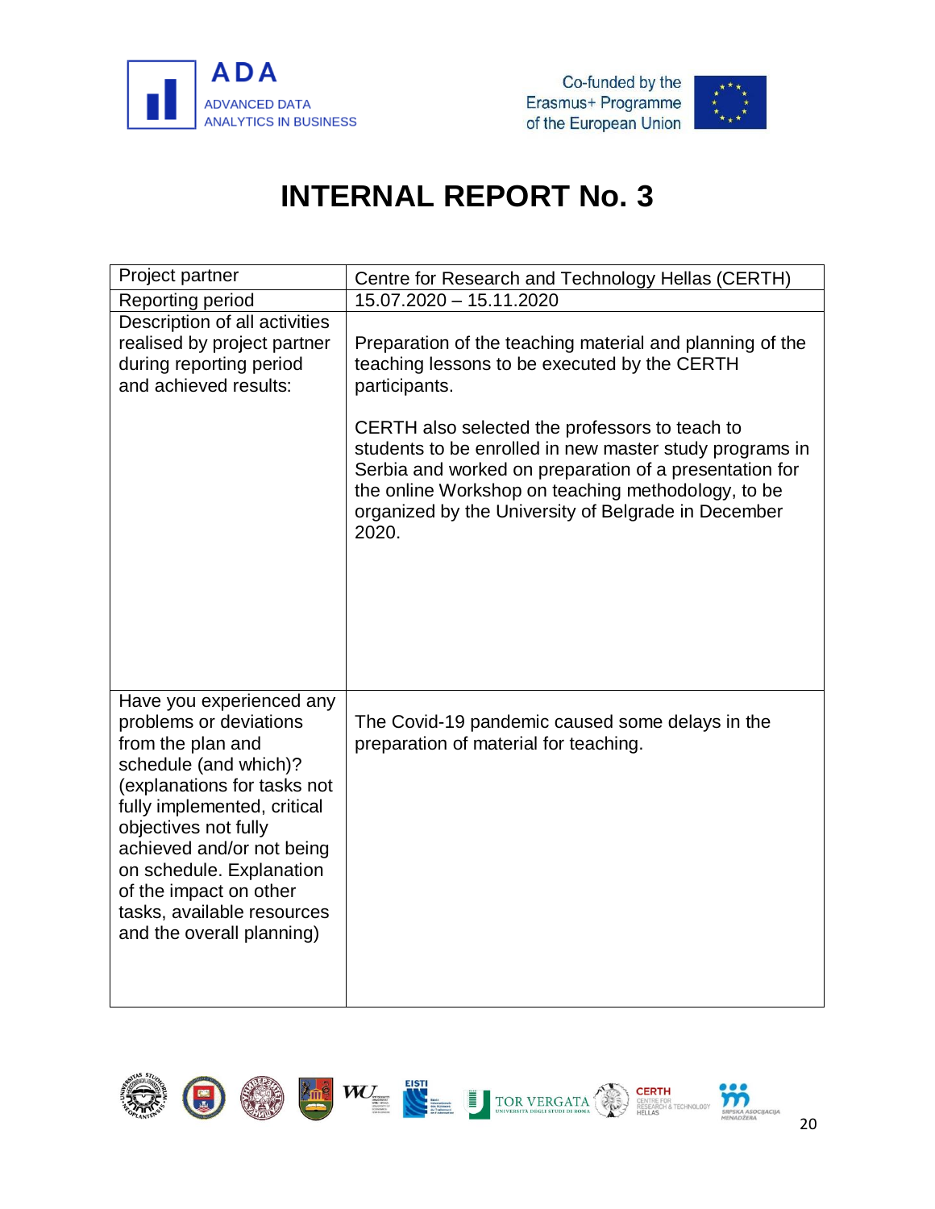# INTERNAL REPORT No. 3

| Project partner | Centre for Research and Technology Hellas (CERTH) |
|---|---|
| Reporting period | 15.07.2020 – 15.11.2020 |
| Description of all activities realised by project partner during reporting period and achieved results: | Preparation of the teaching material and planning of the teaching lessons to be executed by the CERTH participants.<br><br>CERTH also selected the professors to teach to students to be enrolled in new master study programs in Serbia and worked on preparation of a presentation for the online Workshop on teaching methodology, to be organized by the University of Belgrade in December 2020. |
| Have you experienced any problems or deviations from the plan and schedule (and which)? (explanations for tasks not fully implemented, critical objectives not fully achieved and/or not being on schedule. Explanation of the impact on other tasks, available resources and the overall planning) | The Covid-19 pandemic caused some delays in the preparation of material for teaching. |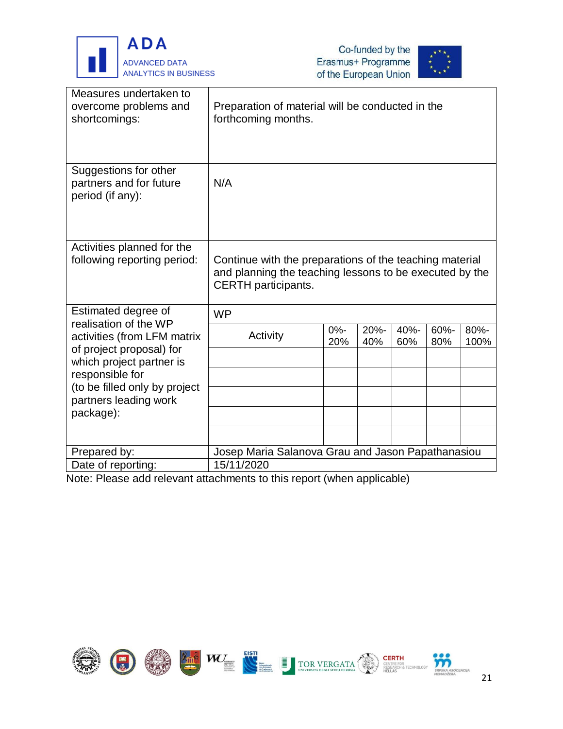| | |
|---|---|
| Measures undertaken to overcome problems and shortcomings: | Preparation of material will be conducted in the forthcoming months. |
| Suggestions for other partners and for future period (if any): | N/A |
| Activities planned for the following reporting period: | Continue with the preparations of the teaching material and planning the teaching lessons to be executed by the CERTH participants. |
| Estimated degree of realisation of the WP activities (from LFM matrix of project proposal) for which project partner is responsible for (to be filled only by project partners leading work package): | WP |

| Activity | 0%-20% | 20%-40% | 40%-60% | 60%-80% | 80%-100% |
|---|---|---|---|---|---|
| | | | | | |
| | | | | | |
| | | | | | |
| | | | | | |
| | | | | | |

| | |
|---|---|
| Prepared by: | Josep Maria Salanova Grau and Jason Papathanasiou |
| Date of reporting: | 15/11/2020 |

Note: Please add relevant attachments to this report (when applicable)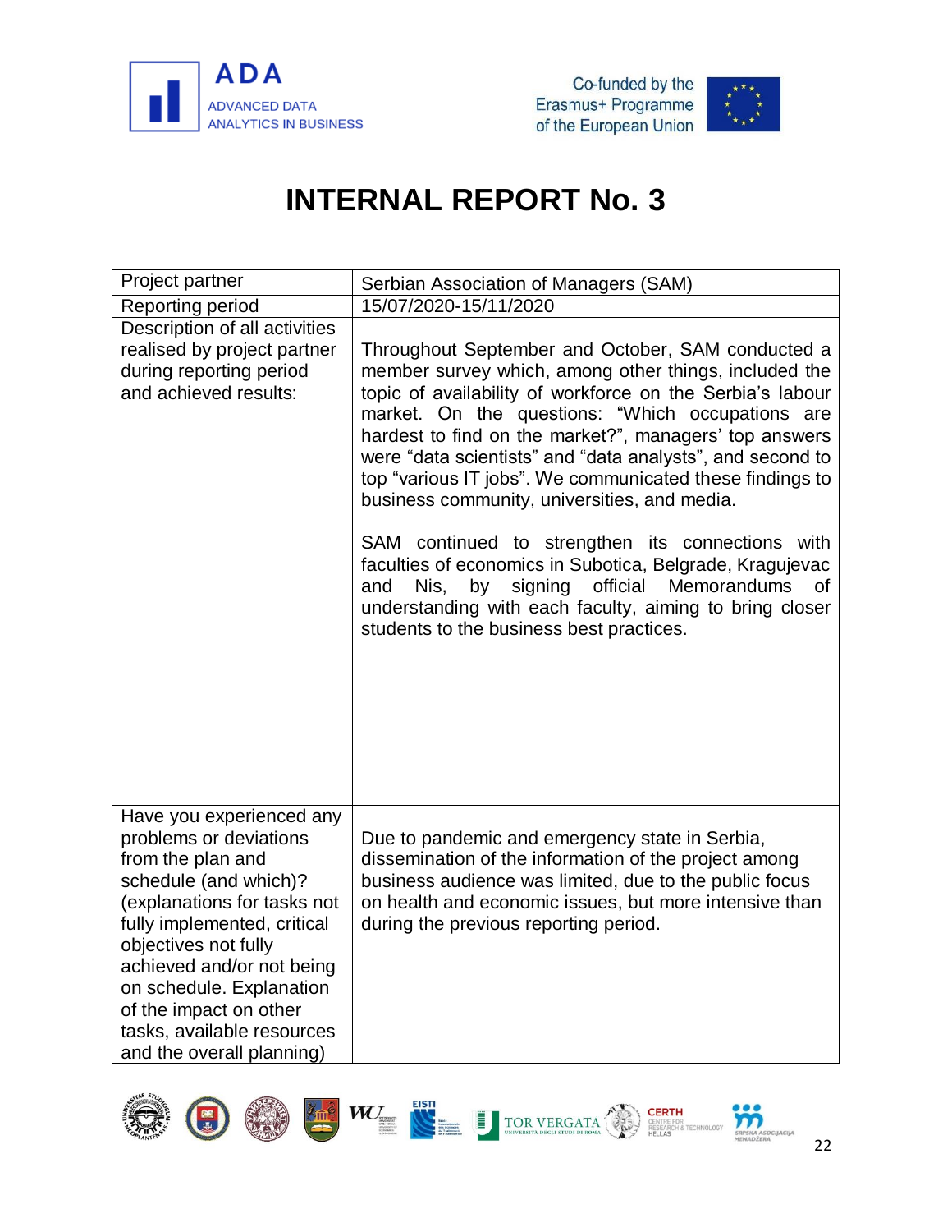# INTERNAL REPORT No. 3

| Project partner | Serbian Association of Managers (SAM) |
|---|---|
| Reporting period | 15/07/2020-15/11/2020 |
| Description of all activities realised by project partner during reporting period and achieved results: | Throughout September and October, SAM conducted a member survey which, among other things, included the topic of availability of workforce on the Serbia's labour market. On the questions: "Which occupations are hardest to find on the market?", managers' top answers were "data scientists" and "data analysts", and second to top "various IT jobs". We communicated these findings to business community, universities, and media.<br><br>SAM continued to strengthen its connections with faculties of economics in Subotica, Belgrade, Kragujevac and Nis, by signing official Memorandums of understanding with each faculty, aiming to bring closer students to the business best practices. |
| Have you experienced any problems or deviations from the plan and schedule (and which)? (explanations for tasks not fully implemented, critical objectives not fully achieved and/or not being on schedule. Explanation of the impact on other tasks, available resources and the overall planning) | Due to pandemic and emergency state in Serbia, dissemination of the information of the project among business audience was limited, due to the public focus on health and economic issues, but more intensive than during the previous reporting period. |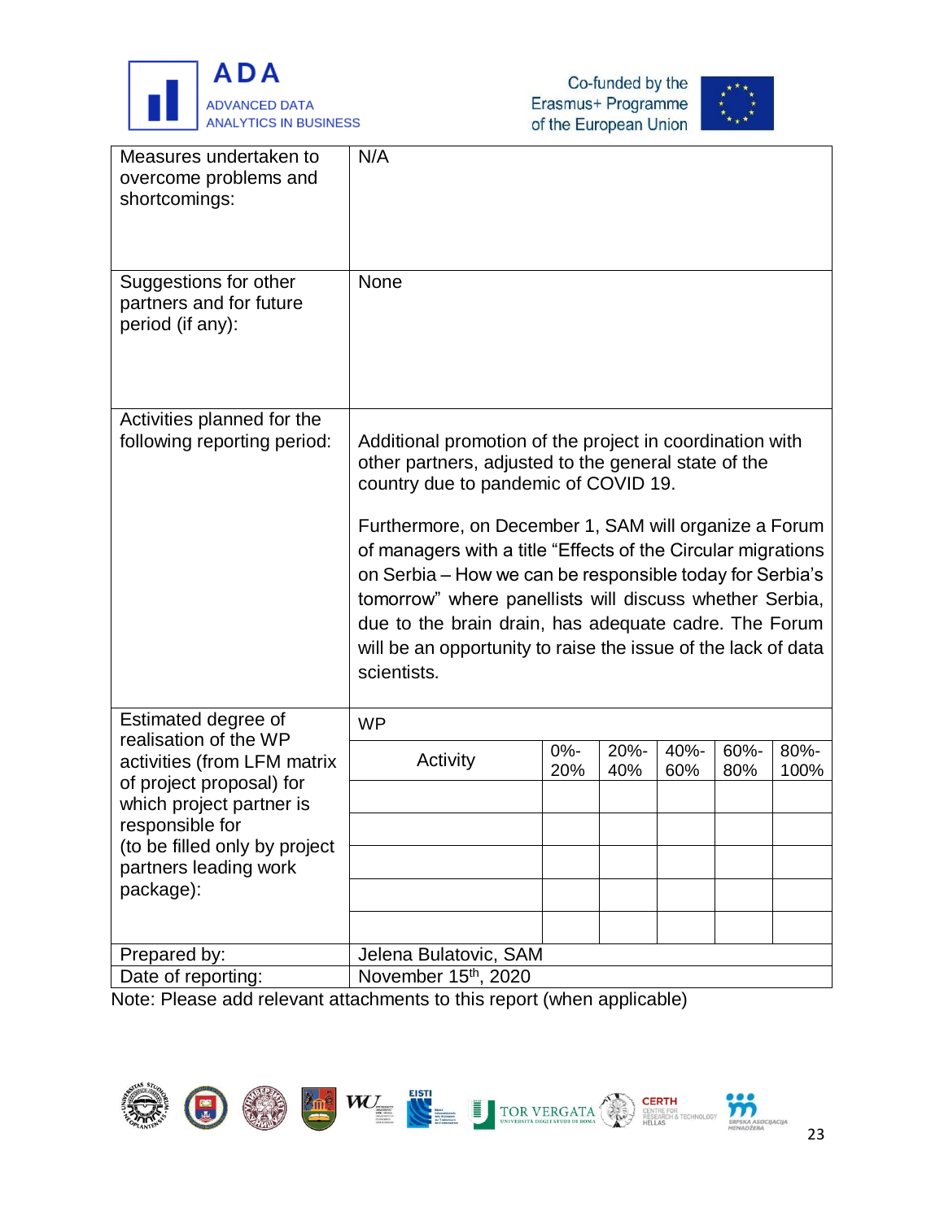| | | | | | | |
|---|---|---|---|---|---|---|
| Measures undertaken to overcome problems and shortcomings: | N/A | | | | | |
| Suggestions for other partners and for future period (if any): | None | | | | | |
| Activities planned for the following reporting period: | Additional promotion of the project in coordination with other partners, adjusted to the general state of the country due to pandemic of COVID 19.<br><br>Furthermore, on December 1, SAM will organize a Forum of managers with a title "Effects of the Circular migrations on Serbia – How we can be responsible today for Serbia's tomorrow" where panellists will discuss whether Serbia, due to the brain drain, has adequate cadre. The Forum will be an opportunity to raise the issue of the lack of data scientists. | | | | | |
| Estimated degree of realisation of the WP activities (from LFM matrix of project proposal) for which project partner is responsible for (to be filled only by project partners leading work package): | WP | | | | | |
| | Activity | 0%-20% | 20%-40% | 40%-60% | 60%-80% | 80%-100% |
| | | | | | | |
| | | | | | | |
| | | | | | | |
| | | | | | | |
| | | | | | | |
| Prepared by: | Jelena Bulatovic, SAM | | | | | |
| Date of reporting: | November 15th, 2020 | | | | | |

Note: Please add relevant attachments to this report (when applicable)